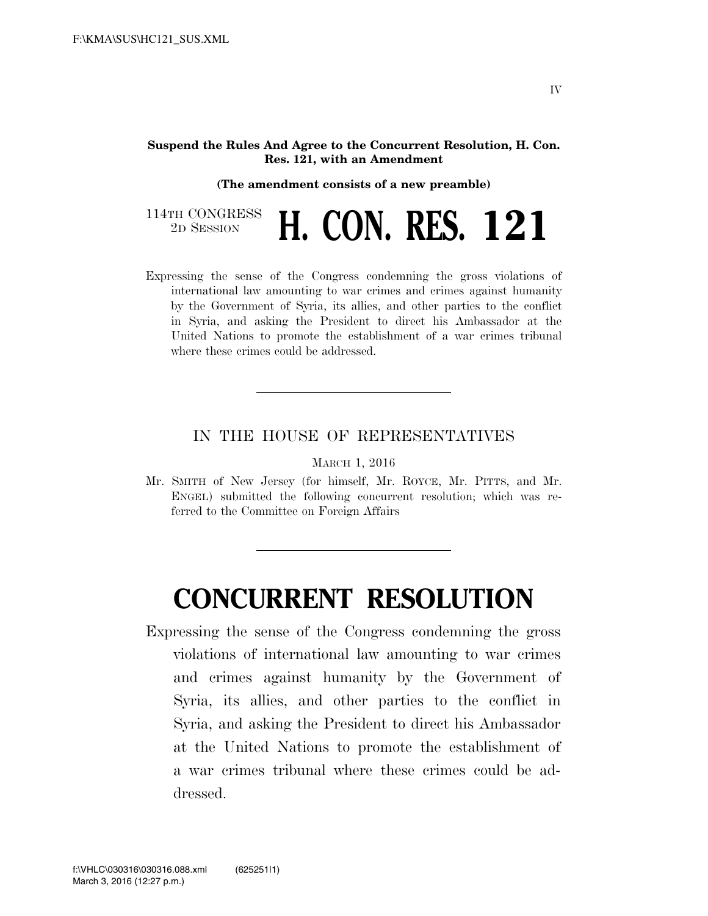**Suspend the Rules And Agree to the Concurrent Resolution, H. Con. Res. 121, with an Amendment**

**(The amendment consists of a new preamble)**

114TH CONGRESS
2D SESSION

# H. CON. RES. 121

Expressing the sense of the Congress condemning the gross violations of international law amounting to war crimes and crimes against humanity by the Government of Syria, its allies, and other parties to the conflict in Syria, and asking the President to direct his Ambassador at the United Nations to promote the establishment of a war crimes tribunal where these crimes could be addressed.

---

IN THE HOUSE OF REPRESENTATIVES

MARCH 1, 2016

Mr. SMITH of New Jersey (for himself, Mr. ROYCE, Mr. PITTS, and Mr. ENGEL) submitted the following concurrent resolution; which was referred to the Committee on Foreign Affairs

---

# CONCURRENT RESOLUTION

Expressing the sense of the Congress condemning the gross violations of international law amounting to war crimes and crimes against humanity by the Government of Syria, its allies, and other parties to the conflict in Syria, and asking the President to direct his Ambassador at the United Nations to promote the establishment of a war crimes tribunal where these crimes could be addressed.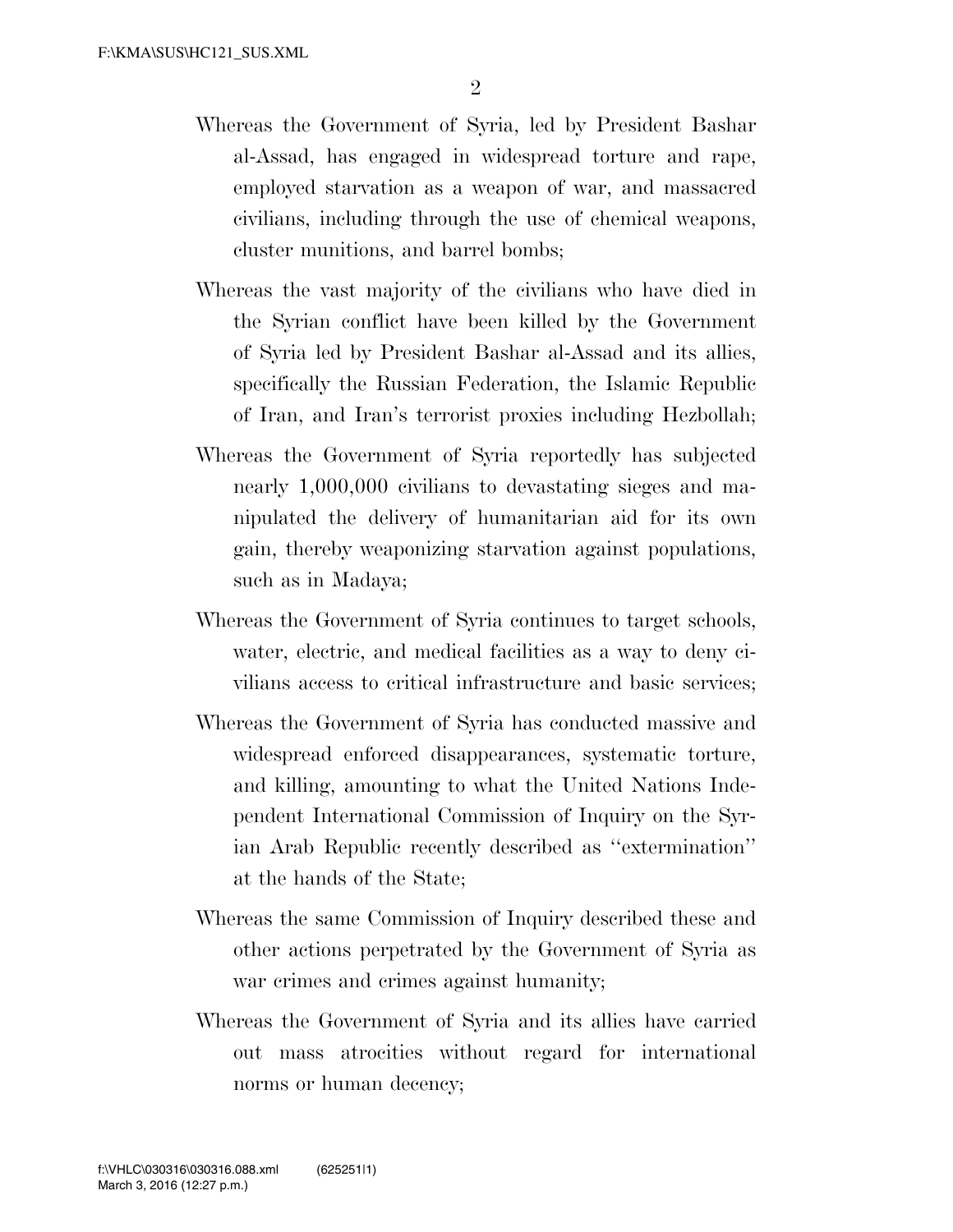Whereas the Government of Syria, led by President Bashar al-Assad, has engaged in widespread torture and rape, employed starvation as a weapon of war, and massacred civilians, including through the use of chemical weapons, cluster munitions, and barrel bombs;

Whereas the vast majority of the civilians who have died in the Syrian conflict have been killed by the Government of Syria led by President Bashar al-Assad and its allies, specifically the Russian Federation, the Islamic Republic of Iran, and Iran's terrorist proxies including Hezbollah;

Whereas the Government of Syria reportedly has subjected nearly 1,000,000 civilians to devastating sieges and manipulated the delivery of humanitarian aid for its own gain, thereby weaponizing starvation against populations, such as in Madaya;

Whereas the Government of Syria continues to target schools, water, electric, and medical facilities as a way to deny civilians access to critical infrastructure and basic services;

Whereas the Government of Syria has conducted massive and widespread enforced disappearances, systematic torture, and killing, amounting to what the United Nations Independent International Commission of Inquiry on the Syrian Arab Republic recently described as "extermination" at the hands of the State;

Whereas the same Commission of Inquiry described these and other actions perpetrated by the Government of Syria as war crimes and crimes against humanity;

Whereas the Government of Syria and its allies have carried out mass atrocities without regard for international norms or human decency;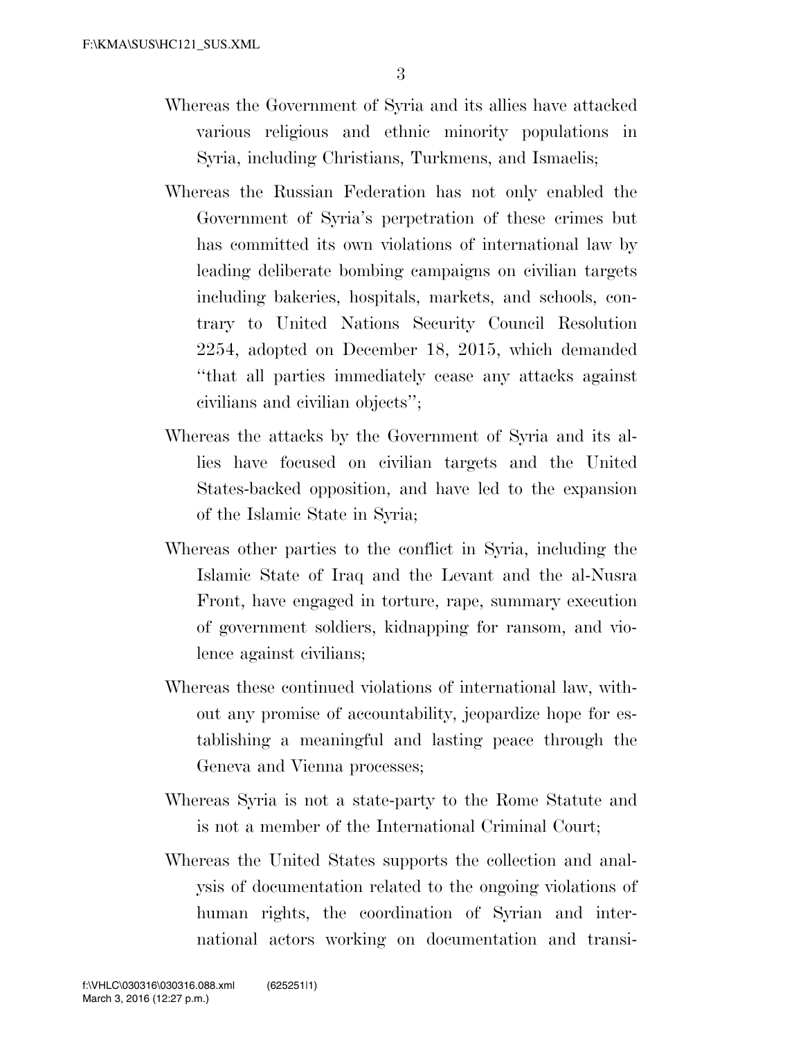Whereas the Government of Syria and its allies have attacked various religious and ethnic minority populations in Syria, including Christians, Turkmens, and Ismaelis;

Whereas the Russian Federation has not only enabled the Government of Syria's perpetration of these crimes but has committed its own violations of international law by leading deliberate bombing campaigns on civilian targets including bakeries, hospitals, markets, and schools, contrary to United Nations Security Council Resolution 2254, adopted on December 18, 2015, which demanded "that all parties immediately cease any attacks against civilians and civilian objects";

Whereas the attacks by the Government of Syria and its allies have focused on civilian targets and the United States-backed opposition, and have led to the expansion of the Islamic State in Syria;

Whereas other parties to the conflict in Syria, including the Islamic State of Iraq and the Levant and the al-Nusra Front, have engaged in torture, rape, summary execution of government soldiers, kidnapping for ransom, and violence against civilians;

Whereas these continued violations of international law, without any promise of accountability, jeopardize hope for establishing a meaningful and lasting peace through the Geneva and Vienna processes;

Whereas Syria is not a state-party to the Rome Statute and is not a member of the International Criminal Court;

Whereas the United States supports the collection and analysis of documentation related to the ongoing violations of human rights, the coordination of Syrian and international actors working on documentation and transi-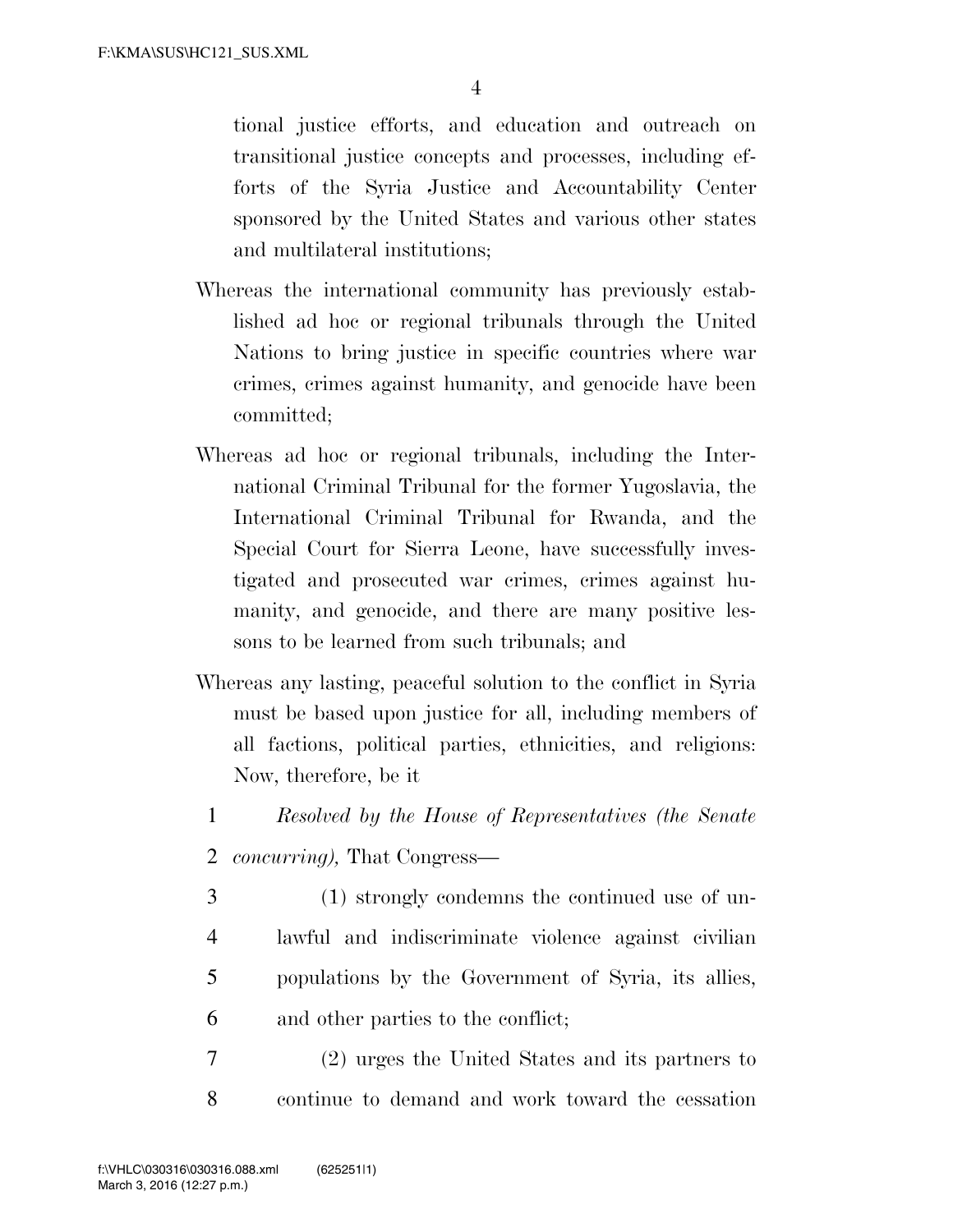tional justice efforts, and education and outreach on transitional justice concepts and processes, including efforts of the Syria Justice and Accountability Center sponsored by the United States and various other states and multilateral institutions;

Whereas the international community has previously established ad hoc or regional tribunals through the United Nations to bring justice in specific countries where war crimes, crimes against humanity, and genocide have been committed;

Whereas ad hoc or regional tribunals, including the International Criminal Tribunal for the former Yugoslavia, the International Criminal Tribunal for Rwanda, and the Special Court for Sierra Leone, have successfully investigated and prosecuted war crimes, crimes against humanity, and genocide, and there are many positive lessons to be learned from such tribunals; and

Whereas any lasting, peaceful solution to the conflict in Syria must be based upon justice for all, including members of all factions, political parties, ethnicities, and religions: Now, therefore, be it

*Resolved by the House of Representatives (the Senate concurring),* That Congress—

(1) strongly condemns the continued use of unlawful and indiscriminate violence against civilian populations by the Government of Syria, its allies, and other parties to the conflict;

(2) urges the United States and its partners to continue to demand and work toward the cessation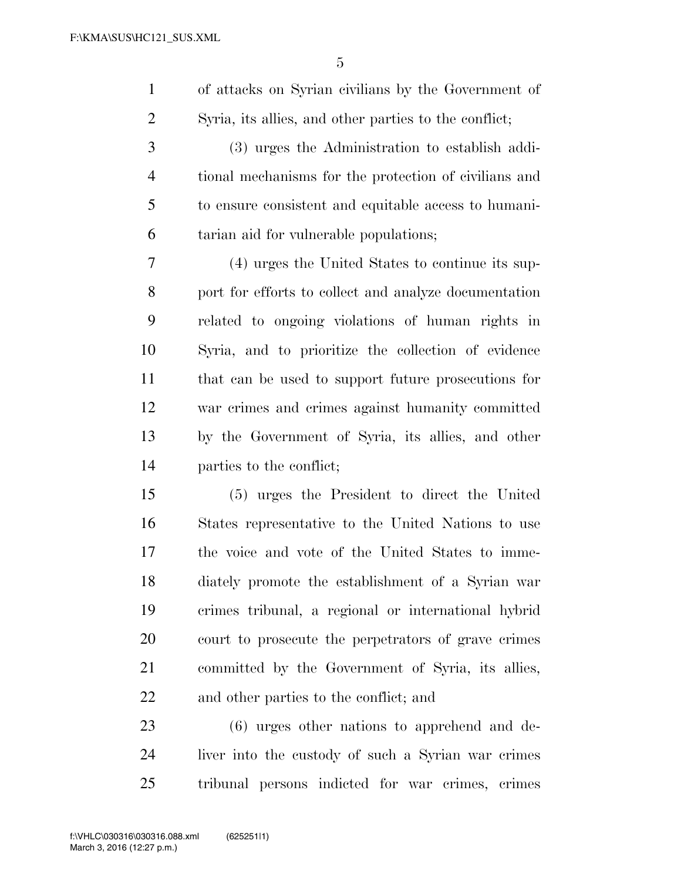of attacks on Syrian civilians by the Government of Syria, its allies, and other parties to the conflict;

(3) urges the Administration to establish additional mechanisms for the protection of civilians and to ensure consistent and equitable access to humanitarian aid for vulnerable populations;

(4) urges the United States to continue its support for efforts to collect and analyze documentation related to ongoing violations of human rights in Syria, and to prioritize the collection of evidence that can be used to support future prosecutions for war crimes and crimes against humanity committed by the Government of Syria, its allies, and other parties to the conflict;

(5) urges the President to direct the United States representative to the United Nations to use the voice and vote of the United States to immediately promote the establishment of a Syrian war crimes tribunal, a regional or international hybrid court to prosecute the perpetrators of grave crimes committed by the Government of Syria, its allies, and other parties to the conflict; and

(6) urges other nations to apprehend and deliver into the custody of such a Syrian war crimes tribunal persons indicted for war crimes, crimes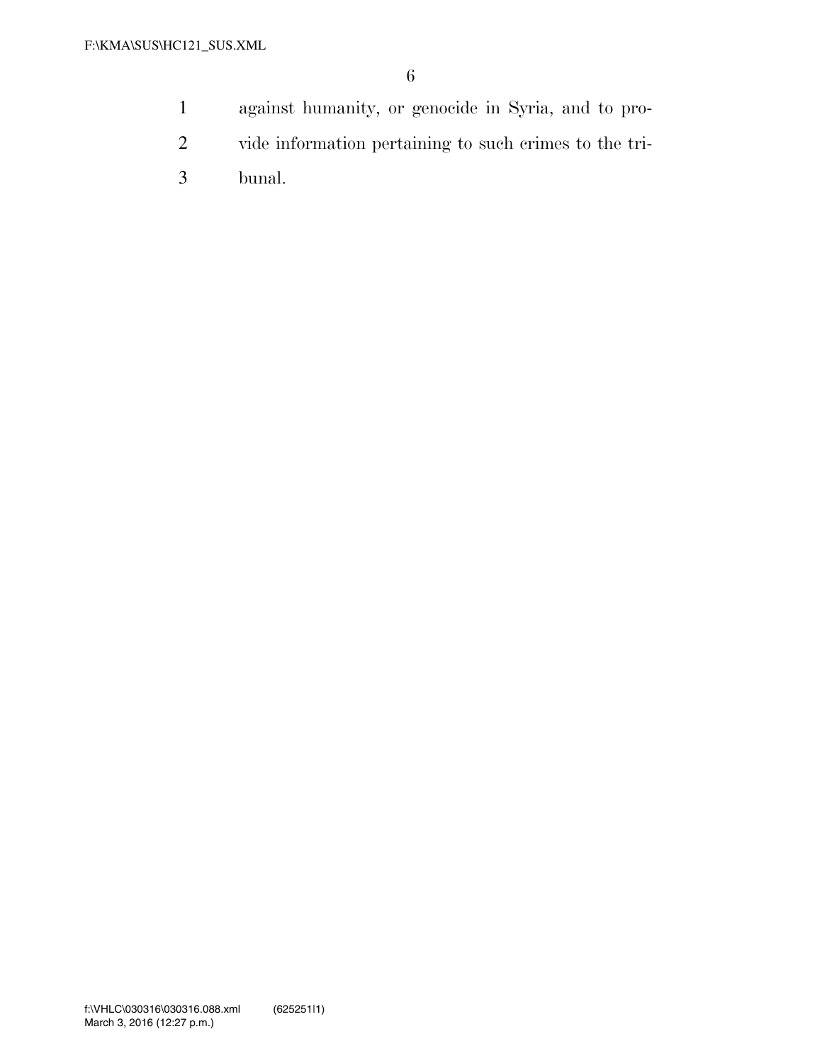against humanity, or genocide in Syria, and to provide information pertaining to such crimes to the tribunal.